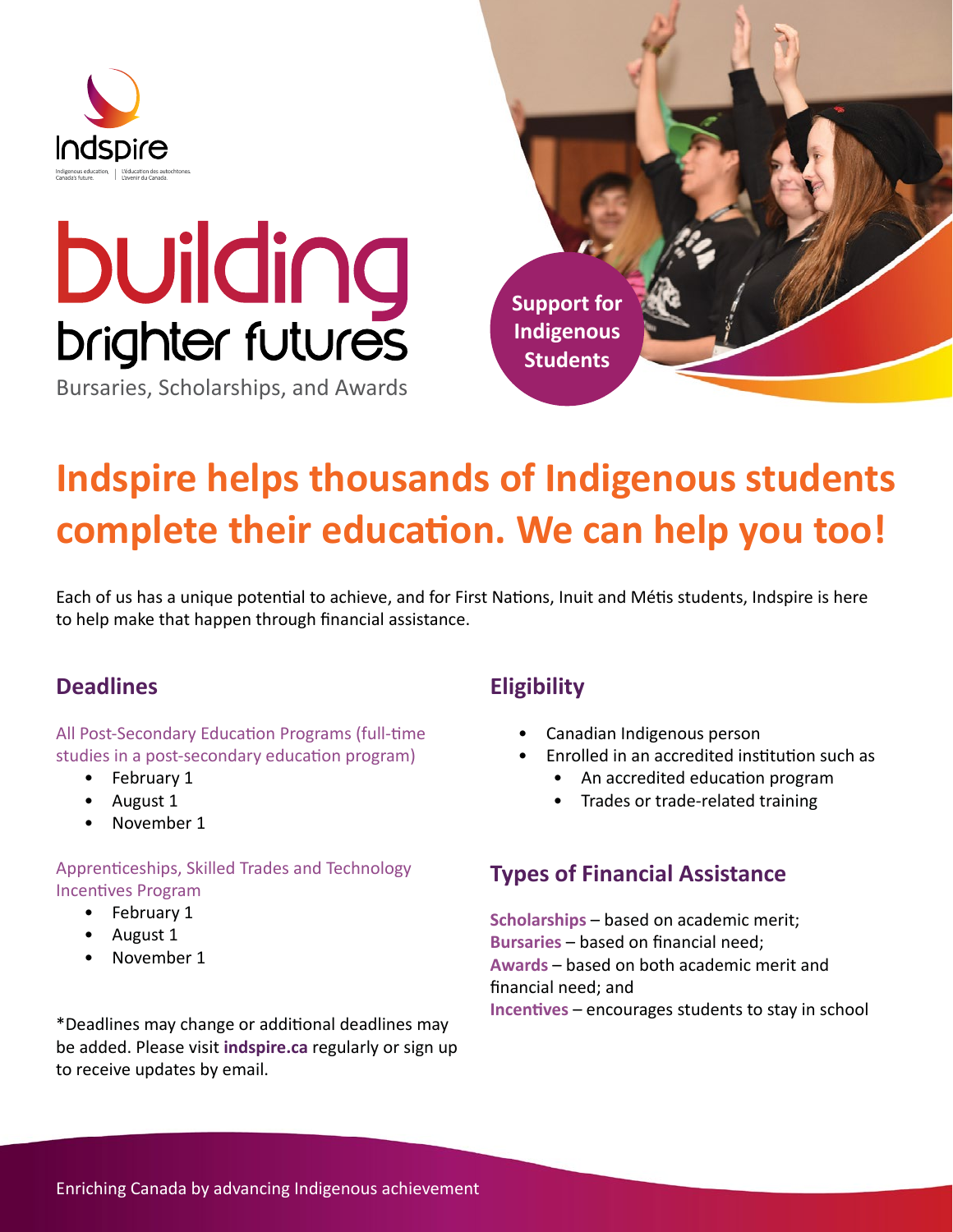Indspire

Indigenous education, Canada's future. | L'éducation des autochtones, L'avenir du Canada.

# building brighter futures

Bursaries, Scholarships, and Awards

**Support for Indigenous Students**

## Indspire helps thousands of Indigenous students complete their education. We can help you too!

Each of us has a unique potential to achieve, and for First Nations, Inuit and Métis students, Indspire is here to help make that happen through financial assistance.

### Deadlines

All Post-Secondary Education Programs (full-time studies in a post-secondary education program)

- February 1
- August 1
- November 1

Apprenticeships, Skilled Trades and Technology Incentives Program

- February 1
- August 1
- November 1

*Deadlines may change or additional deadlines may be added. Please visit **indspire.ca** regularly or sign up to receive updates by email.

### Eligibility

- Canadian Indigenous person
- Enrolled in an accredited institution such as
  - An accredited education program
  - Trades or trade-related training

### Types of Financial Assistance

**Scholarships** – based on academic merit;
**Bursaries** – based on financial need;
**Awards** – based on both academic merit and financial need; and
**Incentives** – encourages students to stay in school

Enriching Canada by advancing Indigenous achievement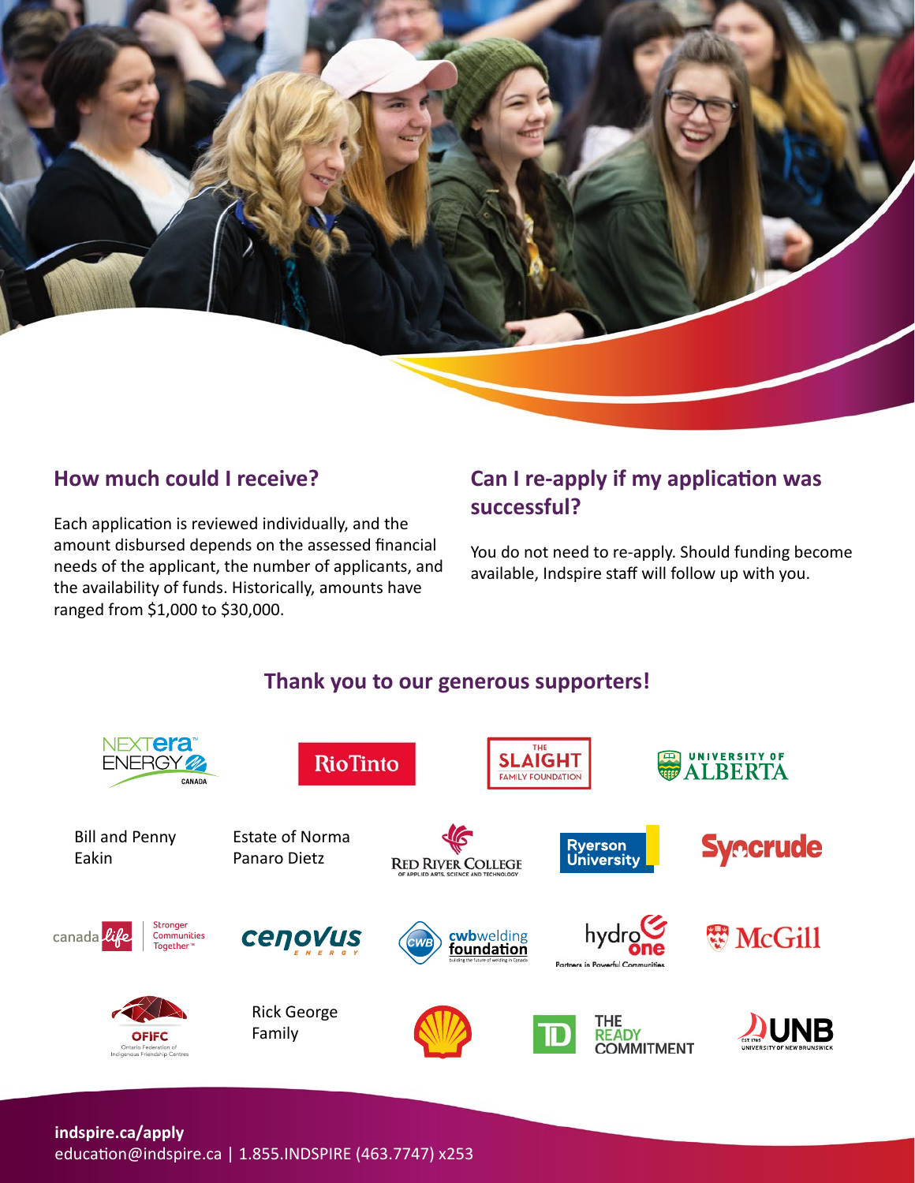## How much could I receive?

Each application is reviewed individually, and the amount disbursed depends on the assessed financial needs of the applicant, the number of applicants, and the availability of funds. Historically, amounts have ranged from $1,000 to $30,000.

## Can I re-apply if my application was successful?

You do not need to re-apply. Should funding become available, Indspire staff will follow up with you.

## Thank you to our generous supporters!

Bill and Penny Eakin

Estate of Norma Panaro Dietz

Rick George Family

**indspire.ca/apply**
education@indspire.ca | 1.855.INDSPIRE (463.7747) x253